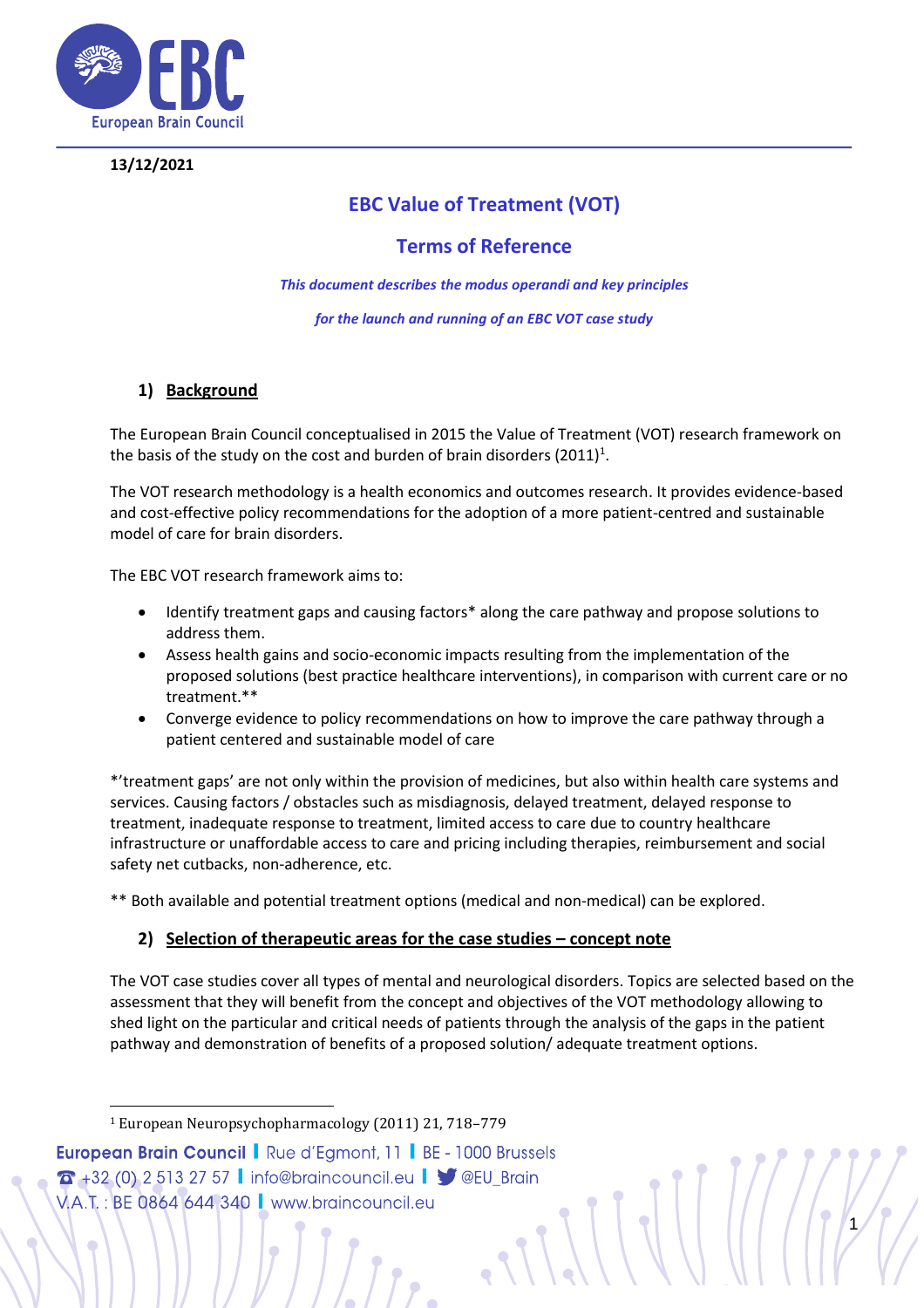13/12/2021

# EBC Value of Treatment (VOT)

## Terms of Reference

*This document describes the modus operandi and key principles*

*for the launch and running of an EBC VOT case study*

## 1) Background

The European Brain Council conceptualised in 2015 the Value of Treatment (VOT) research framework on the basis of the study on the cost and burden of brain disorders (2011)[1].

The VOT research methodology is a health economics and outcomes research. It provides evidence-based and cost-effective policy recommendations for the adoption of a more patient-centred and sustainable model of care for brain disorders.

The EBC VOT research framework aims to:

- Identify treatment gaps and causing factors* along the care pathway and propose solutions to address them.
- Assess health gains and socio-economic impacts resulting from the implementation of the proposed solutions (best practice healthcare interventions), in comparison with current care or no treatment.**
- Converge evidence to policy recommendations on how to improve the care pathway through a patient centered and sustainable model of care

*'treatment gaps' are not only within the provision of medicines, but also within health care systems and services. Causing factors / obstacles such as misdiagnosis, delayed treatment, delayed response to treatment, inadequate response to treatment, limited access to care due to country healthcare infrastructure or unaffordable access to care and pricing including therapies, reimbursement and social safety net cutbacks, non-adherence, etc.

** Both available and potential treatment options (medical and non-medical) can be explored.

## 2) Selection of therapeutic areas for the case studies – concept note

The VOT case studies cover all types of mental and neurological disorders. Topics are selected based on the assessment that they will benefit from the concept and objectives of the VOT methodology allowing to shed light on the particular and critical needs of patients through the analysis of the gaps in the patient pathway and demonstration of benefits of a proposed solution/ adequate treatment options.

[1] European Neuropsychopharmacology (2011) 21, 718–779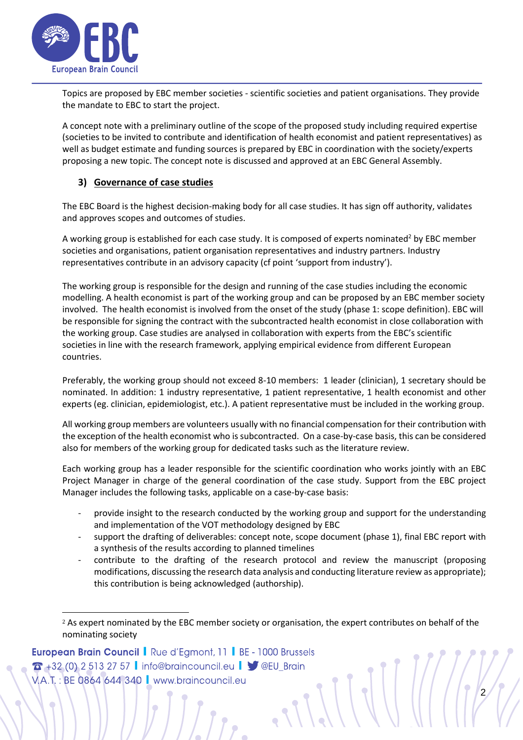Topics are proposed by EBC member societies - scientific societies and patient organisations. They provide the mandate to EBC to start the project.

A concept note with a preliminary outline of the scope of the proposed study including required expertise (societies to be invited to contribute and identification of health economist and patient representatives) as well as budget estimate and funding sources is prepared by EBC in coordination with the society/experts proposing a new topic. The concept note is discussed and approved at an EBC General Assembly.

### 3) Governance of case studies

The EBC Board is the highest decision-making body for all case studies. It has sign off authority, validates and approves scopes and outcomes of studies.

A working group is established for each case study. It is composed of experts nominated[2] by EBC member societies and organisations, patient organisation representatives and industry partners. Industry representatives contribute in an advisory capacity (cf point 'support from industry').

The working group is responsible for the design and running of the case studies including the economic modelling. A health economist is part of the working group and can be proposed by an EBC member society involved. The health economist is involved from the onset of the study (phase 1: scope definition). EBC will be responsible for signing the contract with the subcontracted health economist in close collaboration with the working group. Case studies are analysed in collaboration with experts from the EBC's scientific societies in line with the research framework, applying empirical evidence from different European countries.

Preferably, the working group should not exceed 8-10 members: 1 leader (clinician), 1 secretary should be nominated. In addition: 1 industry representative, 1 patient representative, 1 health economist and other experts (eg. clinician, epidemiologist, etc.). A patient representative must be included in the working group.

All working group members are volunteers usually with no financial compensation for their contribution with the exception of the health economist who is subcontracted. On a case-by-case basis, this can be considered also for members of the working group for dedicated tasks such as the literature review.

Each working group has a leader responsible for the scientific coordination who works jointly with an EBC Project Manager in charge of the general coordination of the case study. Support from the EBC project Manager includes the following tasks, applicable on a case-by-case basis:

- provide insight to the research conducted by the working group and support for the understanding and implementation of the VOT methodology designed by EBC
- support the drafting of deliverables: concept note, scope document (phase 1), final EBC report with a synthesis of the results according to planned timelines
- contribute to the drafting of the research protocol and review the manuscript (proposing modifications, discussing the research data analysis and conducting literature review as appropriate); this contribution is being acknowledged (authorship).

[2] As expert nominated by the EBC member society or organisation, the expert contributes on behalf of the nominating society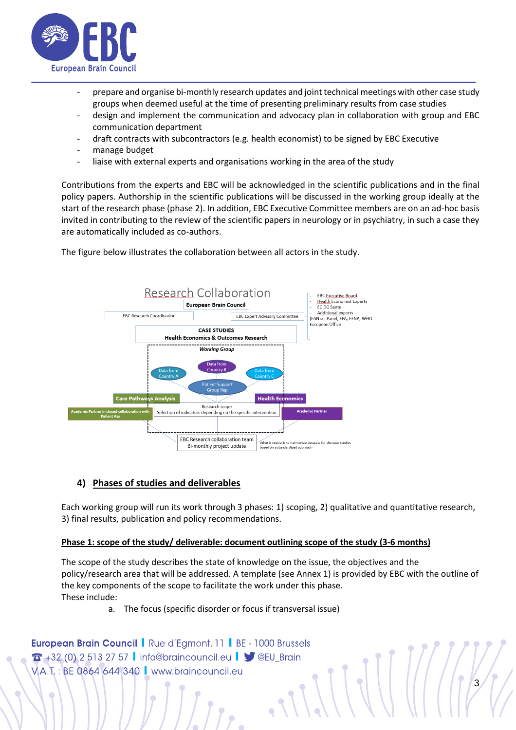- prepare and organise bi-monthly research updates and joint technical meetings with other case study groups when deemed useful at the time of presenting preliminary results from case studies
- design and implement the communication and advocacy plan in collaboration with group and EBC communication department
- draft contracts with subcontractors (e.g. health economist) to be signed by EBC Executive
- manage budget
- liaise with external experts and organisations working in the area of the study

Contributions from the experts and EBC will be acknowledged in the scientific publications and in the final policy papers. Authorship in the scientific publications will be discussed in the working group ideally at the start of the research phase (phase 2). In addition, EBC Executive Committee members are on an ad-hoc basis invited in contributing to the review of the scientific papers in neurology or in psychiatry, in such a case they are automatically included as co-authors.

The figure below illustrates the collaboration between all actors in the study.

Research Collaboration

European Brain Council

EBC Research Coordination

EBC Expert Advisory Committee

- EBC Executive Board
- Health Economist Experts
- EC DG Sante
- Additional experts

(EAN sc. Panel, EPA, EFNA, WHO European Office

CASE STUDIES
Health Economics & Outcomes Research

*Working Group*

Data from Country A

Data from Country B

Data from Country C

Patient Support Group Rep

Care Pathways Analysis

Health Economics

Academic Partner in closed collaboration with Patient Ass

Research scope
Selection of indicators depending on the specific intervention

Academic Partner

EBC Research collaboration team
Bi-monthly project update

What is crucial is to harmonize datasets for the case studies based on a standardized approach

## 4) Phases of studies and deliverables

Each working group will run its work through 3 phases: 1) scoping, 2) qualitative and quantitative research, 3) final results, publication and policy recommendations.

### Phase 1: scope of the study/ deliverable: document outlining scope of the study (3-6 months)

The scope of the study describes the state of knowledge on the issue, the objectives and the policy/research area that will be addressed. A template (see Annex 1) is provided by EBC with the outline of the key components of the scope to facilitate the work under this phase.
These include:

a. The focus (specific disorder or focus if transversal issue)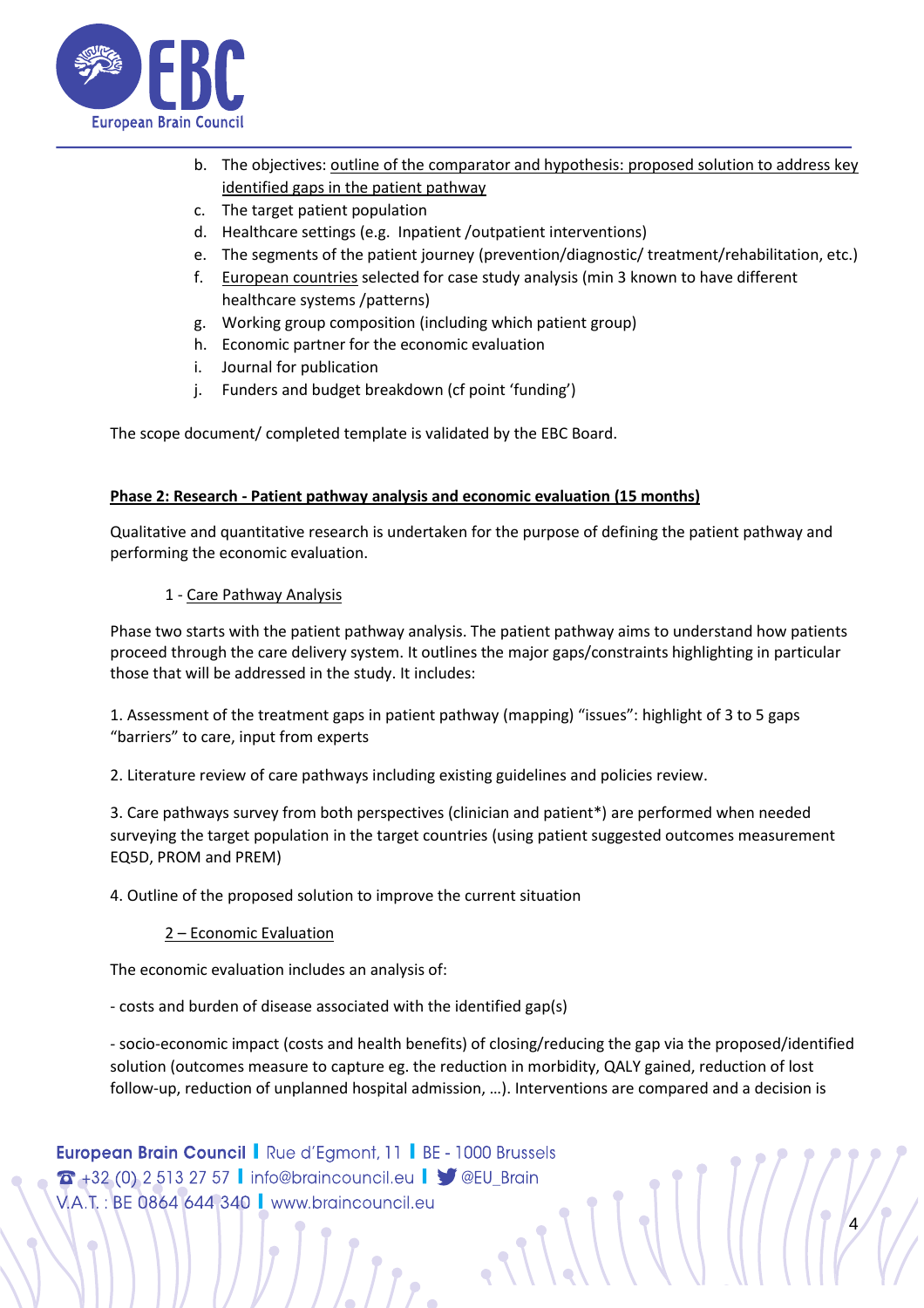b. The objectives: <u>outline of the comparator and hypothesis: proposed solution to address key identified gaps in the patient pathway</u>
c. The target patient population
d. Healthcare settings (e.g. Inpatient /outpatient interventions)
e. The segments of the patient journey (prevention/diagnostic/ treatment/rehabilitation, etc.)
f. <u>European countries</u> selected for case study analysis (min 3 known to have different healthcare systems /patterns)
g. Working group composition (including which patient group)
h. Economic partner for the economic evaluation
i. Journal for publication
j. Funders and budget breakdown (cf point 'funding')

The scope document/ completed template is validated by the EBC Board.

**<u>Phase 2: Research - Patient pathway analysis and economic evaluation (15 months)</u>**

Qualitative and quantitative research is undertaken for the purpose of defining the patient pathway and performing the economic evaluation.

1 - <u>Care Pathway Analysis</u>

Phase two starts with the patient pathway analysis. The patient pathway aims to understand how patients proceed through the care delivery system. It outlines the major gaps/constraints highlighting in particular those that will be addressed in the study. It includes:

1. Assessment of the treatment gaps in patient pathway (mapping) "issues": highlight of 3 to 5 gaps "barriers" to care, input from experts

2. Literature review of care pathways including existing guidelines and policies review.

3. Care pathways survey from both perspectives (clinician and patient*) are performed when needed surveying the target population in the target countries (using patient suggested outcomes measurement EQ5D, PROM and PREM)

4. Outline of the proposed solution to improve the current situation

2 – <u>Economic Evaluation</u>

The economic evaluation includes an analysis of:

- costs and burden of disease associated with the identified gap(s)

- socio-economic impact (costs and health benefits) of closing/reducing the gap via the proposed/identified solution (outcomes measure to capture eg. the reduction in morbidity, QALY gained, reduction of lost follow-up, reduction of unplanned hospital admission, …). Interventions are compared and a decision is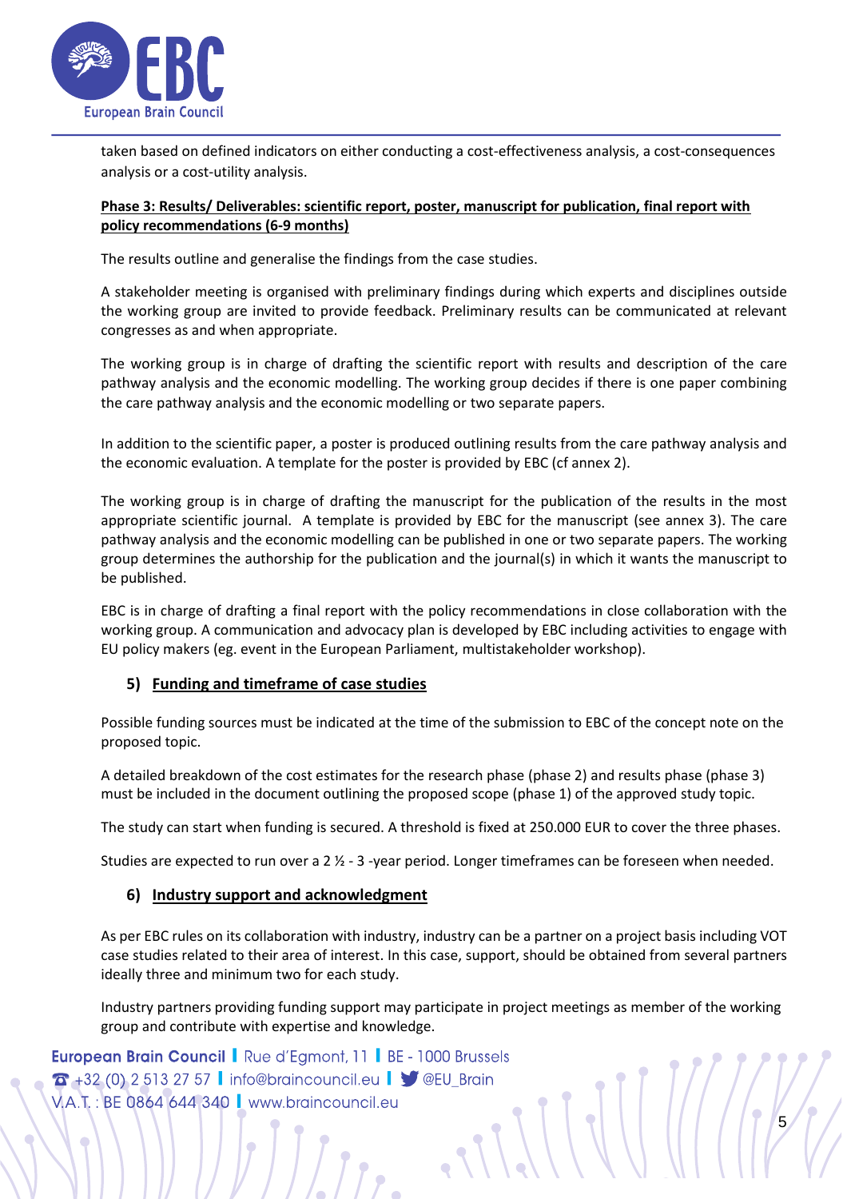taken based on defined indicators on either conducting a cost-effectiveness analysis, a cost-consequences analysis or a cost-utility analysis.

**Phase 3: Results/ Deliverables: scientific report, poster, manuscript for publication, final report with policy recommendations (6-9 months)**

The results outline and generalise the findings from the case studies.

A stakeholder meeting is organised with preliminary findings during which experts and disciplines outside the working group are invited to provide feedback. Preliminary results can be communicated at relevant congresses as and when appropriate.

The working group is in charge of drafting the scientific report with results and description of the care pathway analysis and the economic modelling. The working group decides if there is one paper combining the care pathway analysis and the economic modelling or two separate papers.

In addition to the scientific paper, a poster is produced outlining results from the care pathway analysis and the economic evaluation. A template for the poster is provided by EBC (cf annex 2).

The working group is in charge of drafting the manuscript for the publication of the results in the most appropriate scientific journal. A template is provided by EBC for the manuscript (see annex 3). The care pathway analysis and the economic modelling can be published in one or two separate papers. The working group determines the authorship for the publication and the journal(s) in which it wants the manuscript to be published.

EBC is in charge of drafting a final report with the policy recommendations in close collaboration with the working group. A communication and advocacy plan is developed by EBC including activities to engage with EU policy makers (eg. event in the European Parliament, multistakeholder workshop).

## 5) Funding and timeframe of case studies

Possible funding sources must be indicated at the time of the submission to EBC of the concept note on the proposed topic.

A detailed breakdown of the cost estimates for the research phase (phase 2) and results phase (phase 3) must be included in the document outlining the proposed scope (phase 1) of the approved study topic.

The study can start when funding is secured. A threshold is fixed at 250.000 EUR to cover the three phases.

Studies are expected to run over a 2 ½ - 3 -year period. Longer timeframes can be foreseen when needed.

## 6) Industry support and acknowledgment

As per EBC rules on its collaboration with industry, industry can be a partner on a project basis including VOT case studies related to their area of interest. In this case, support, should be obtained from several partners ideally three and minimum two for each study.

Industry partners providing funding support may participate in project meetings as member of the working group and contribute with expertise and knowledge.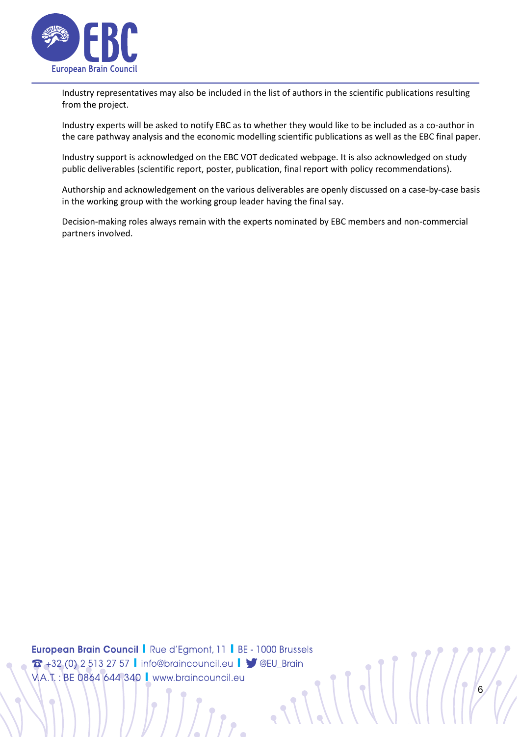Industry representatives may also be included in the list of authors in the scientific publications resulting from the project.

Industry experts will be asked to notify EBC as to whether they would like to be included as a co-author in the care pathway analysis and the economic modelling scientific publications as well as the EBC final paper.

Industry support is acknowledged on the EBC VOT dedicated webpage. It is also acknowledged on study public deliverables (scientific report, poster, publication, final report with policy recommendations).

Authorship and acknowledgement on the various deliverables are openly discussed on a case-by-case basis in the working group with the working group leader having the final say.

Decision-making roles always remain with the experts nominated by EBC members and non-commercial partners involved.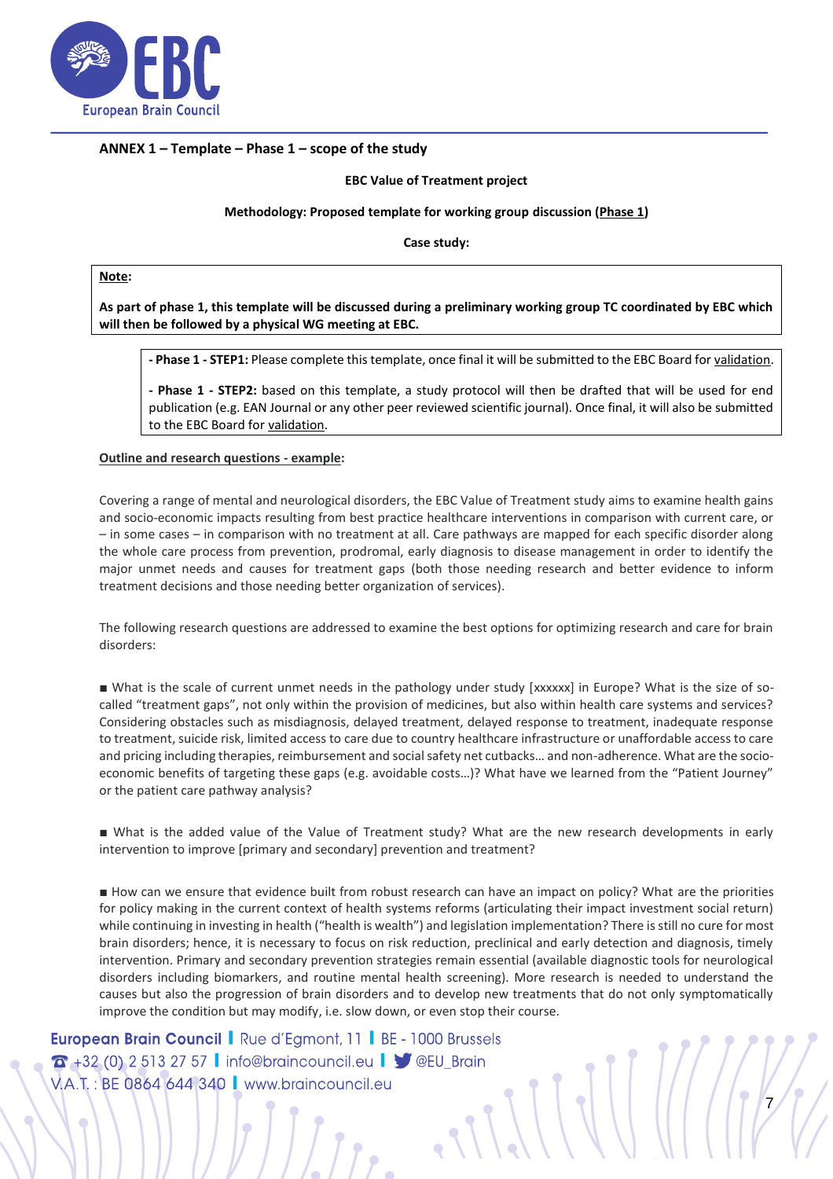**ANNEX 1 – Template – Phase 1 – scope of the study**

**EBC Value of Treatment project**

**Methodology: Proposed template for working group discussion (<u>Phase 1</u>)**

**Case study:**

> **<u>Note</u>:**
>
> **As part of phase 1, this template will be discussed during a preliminary working group TC coordinated by EBC which will then be followed by a physical WG meeting at EBC.**

> **- Phase 1 - STEP1:** Please complete this template, once final it will be submitted to the EBC Board for <u>validation</u>.
>
> **- Phase 1 - STEP2:** based on this template, a study protocol will then be drafted that will be used for end publication (e.g. EAN Journal or any other peer reviewed scientific journal). Once final, it will also be submitted to the EBC Board for <u>validation</u>.

**<u>Outline and research questions - example</u>:**

Covering a range of mental and neurological disorders, the EBC Value of Treatment study aims to examine health gains and socio-economic impacts resulting from best practice healthcare interventions in comparison with current care, or – in some cases – in comparison with no treatment at all. Care pathways are mapped for each specific disorder along the whole care process from prevention, prodromal, early diagnosis to disease management in order to identify the major unmet needs and causes for treatment gaps (both those needing research and better evidence to inform treatment decisions and those needing better organization of services).

The following research questions are addressed to examine the best options for optimizing research and care for brain disorders:

■ What is the scale of current unmet needs in the pathology under study [xxxxxx] in Europe? What is the size of so-called "treatment gaps", not only within the provision of medicines, but also within health care systems and services? Considering obstacles such as misdiagnosis, delayed treatment, delayed response to treatment, inadequate response to treatment, suicide risk, limited access to care due to country healthcare infrastructure or unaffordable access to care and pricing including therapies, reimbursement and social safety net cutbacks… and non-adherence. What are the socio-economic benefits of targeting these gaps (e.g. avoidable costs…)? What have we learned from the "Patient Journey" or the patient care pathway analysis?

■ What is the added value of the Value of Treatment study? What are the new research developments in early intervention to improve [primary and secondary] prevention and treatment?

■ How can we ensure that evidence built from robust research can have an impact on policy? What are the priorities for policy making in the current context of health systems reforms (articulating their impact investment social return) while continuing in investing in health ("health is wealth") and legislation implementation? There is still no cure for most brain disorders; hence, it is necessary to focus on risk reduction, preclinical and early detection and diagnosis, timely intervention. Primary and secondary prevention strategies remain essential (available diagnostic tools for neurological disorders including biomarkers, and routine mental health screening). More research is needed to understand the causes but also the progression of brain disorders and to develop new treatments that do not only symptomatically improve the condition but may modify, i.e. slow down, or even stop their course.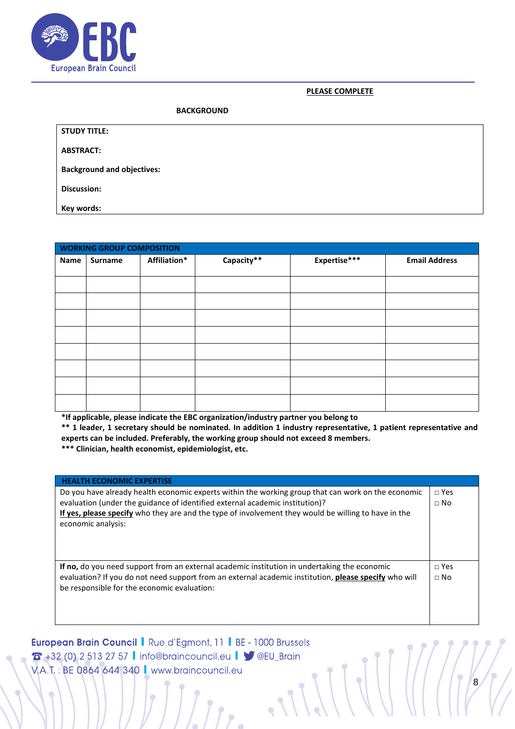**PLEASE COMPLETE**

**BACKGROUND**

| **STUDY TITLE:** |
|---|
| **ABSTRACT:** |
| **Background and objectives:** |
| **Discussion:** |
| **Key words:** |

| **WORKING GROUP COMPOSITION** | | | | | |
|---|---|---|---|---|---|
| **Name** | **Surname** | **Affiliation*** | **Capacity**** | **Expertise***** | **Email Address** |
| | | | | | |
| | | | | | |
| | | | | | |
| | | | | | |
| | | | | | |
| | | | | | |
| | | | | | |
| | | | | | |

***If applicable, please indicate the EBC organization/industry partner you belong to**
**** 1 leader, 1 secretary should be nominated. In addition 1 industry representative, 1 patient representative and experts can be included. Preferably, the working group should not exceed 8 members.**
***** Clinician, health economist, epidemiologist, etc.**

| **HEALTH ECONOMIC EXPERTISE** | |
|---|---|
| Do you have already health economic experts within the working group that can work on the economic evaluation (under the guidance of identified external academic institution)?<br>**If yes, please specify** who they are and the type of involvement they would be willing to have in the economic analysis: | □ Yes<br>□ No |
| **If no,** do you need support from an external academic institution in undertaking the economic evaluation? If you do not need support from an external academic institution, **please specify** who will be responsible for the economic evaluation: | □ Yes<br>□ No |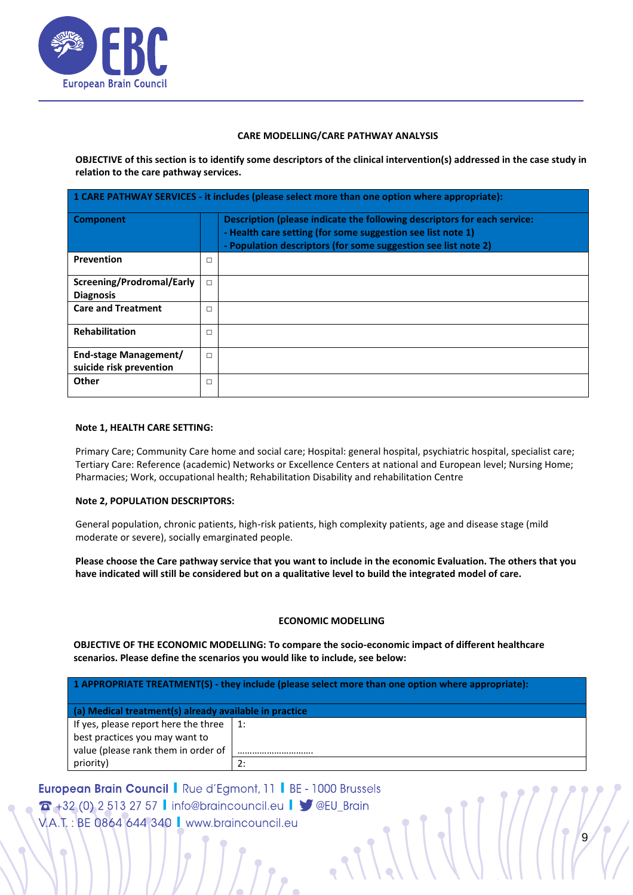## CARE MODELLING/CARE PATHWAY ANALYSIS

**OBJECTIVE of this section is to identify some descriptors of the clinical intervention(s) addressed in the case study in relation to the care pathway services.**

| 1 CARE PATHWAY SERVICES - it includes (please select more than one option where appropriate): | | |
|---|---|---|
| **Component** | | **Description (please indicate the following descriptors for each service:**<br>**- Health care setting (for some suggestion see list note 1)**<br>**- Population descriptors (for some suggestion see list note 2)** |
| **Prevention** | □ | |
| **Screening/Prodromal/Early Diagnosis** | □ | |
| **Care and Treatment** | □ | |
| **Rehabilitation** | □ | |
| **End-stage Management/ suicide risk prevention** | □ | |
| **Other** | □ | |

**Note 1, HEALTH CARE SETTING:**

Primary Care; Community Care home and social care; Hospital: general hospital, psychiatric hospital, specialist care; Tertiary Care: Reference (academic) Networks or Excellence Centers at national and European level; Nursing Home; Pharmacies; Work, occupational health; Rehabilitation Disability and rehabilitation Centre

**Note 2, POPULATION DESCRIPTORS:**

General population, chronic patients, high-risk patients, high complexity patients, age and disease stage (mild moderate or severe), socially emarginated people.

**Please choose the Care pathway service that you want to include in the economic Evaluation. The others that you have indicated will still be considered but on a qualitative level to build the integrated model of care.**

## ECONOMIC MODELLING

**OBJECTIVE OF THE ECONOMIC MODELLING: To compare the socio-economic impact of different healthcare scenarios. Please define the scenarios you would like to include, see below:**

| 1 APPROPRIATE TREATMENT(S) - they include (please select more than one option where appropriate): | |
|---|---|
| **(a) Medical treatment(s) already available in practice** | |
| If yes, please report here the three best practices you may want to value (please rank them in order of priority) | 1:<br><br>………………………… |
| | 2: |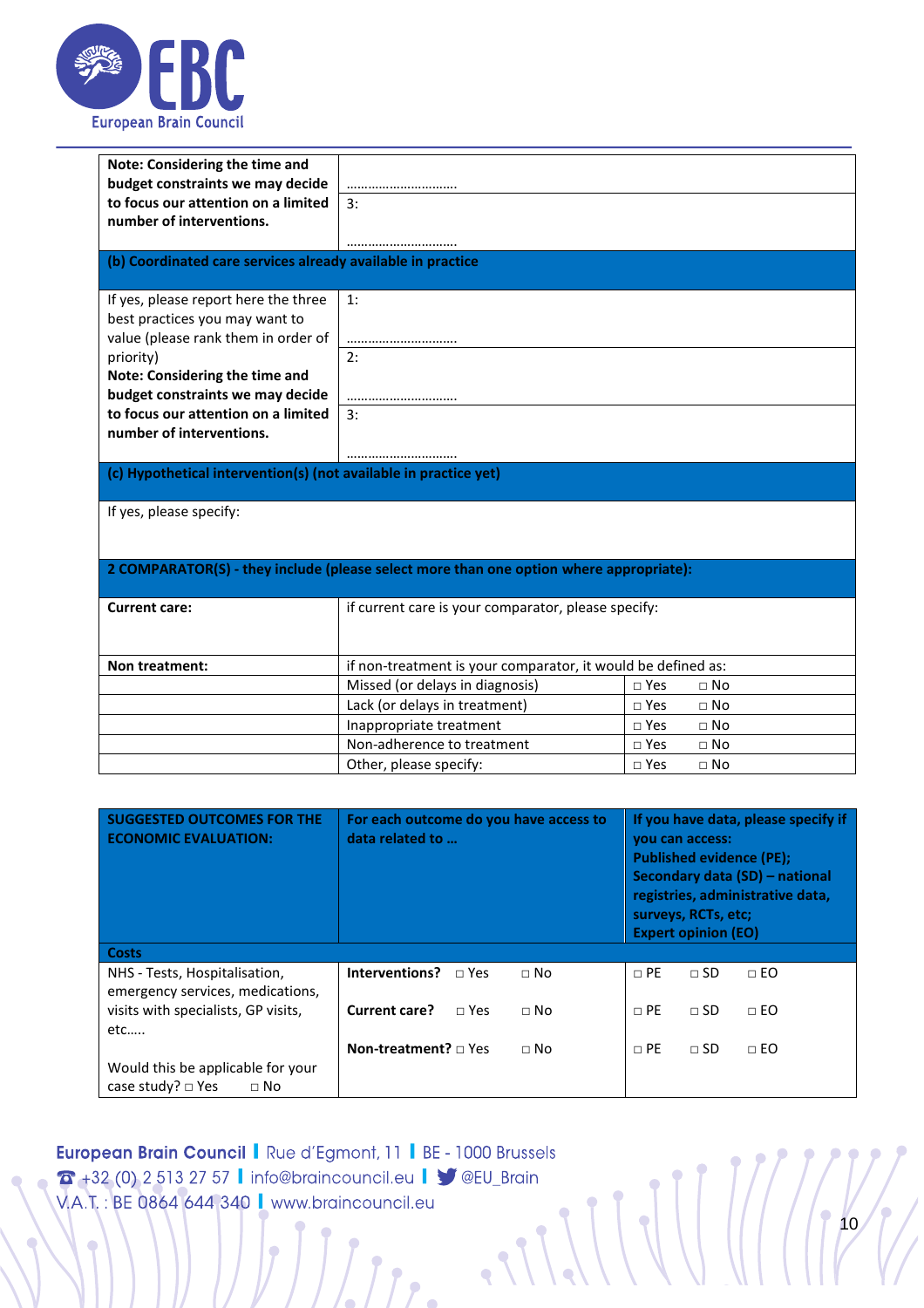| **Note: Considering the time and budget constraints we may decide to focus our attention on a limited number of interventions.** | ………………………… |
|---|---|
| | 3: ………………………… |
| **(b) Coordinated care services already available in practice** | |
| If yes, please report here the three best practices you may want to value (please rank them in order of priority) **Note: Considering the time and budget constraints we may decide to focus our attention on a limited number of interventions.** | 1: ………………………… |
| | 2: ………………………… |
| | 3: ………………………… |
| **(c) Hypothetical intervention(s) (not available in practice yet)** | |
| If yes, please specify: | |

| **2 COMPARATOR(S) - they include (please select more than one option where appropriate):** | | |
|---|---|---|
| **Current care:** | if current care is your comparator, please specify: | |
| **Non treatment:** | if non-treatment is your comparator, it would be defined as: | |
| | Missed (or delays in diagnosis) | □ Yes □ No |
| | Lack (or delays in treatment) | □ Yes □ No |
| | Inappropriate treatment | □ Yes □ No |
| | Non-adherence to treatment | □ Yes □ No |
| | Other, please specify: | □ Yes □ No |

| **SUGGESTED OUTCOMES FOR THE ECONOMIC EVALUATION:** | **For each outcome do you have access to data related to …** | **If you have data, please specify if you can access: Published evidence (PE); Secondary data (SD) – national registries, administrative data, surveys, RCTs, etc; Expert opinion (EO)** |
|---|---|---|
| **Costs** | | |
| NHS - Tests, Hospitalisation, emergency services, medications, visits with specialists, GP visits, etc….. | **Interventions?** □ Yes □ No | □ PE □ SD □ EO |
| | **Current care?** □ Yes □ No | □ PE □ SD □ EO |
| Would this be applicable for your case study? □ Yes □ No | **Non-treatment?** □ Yes □ No | □ PE □ SD □ EO |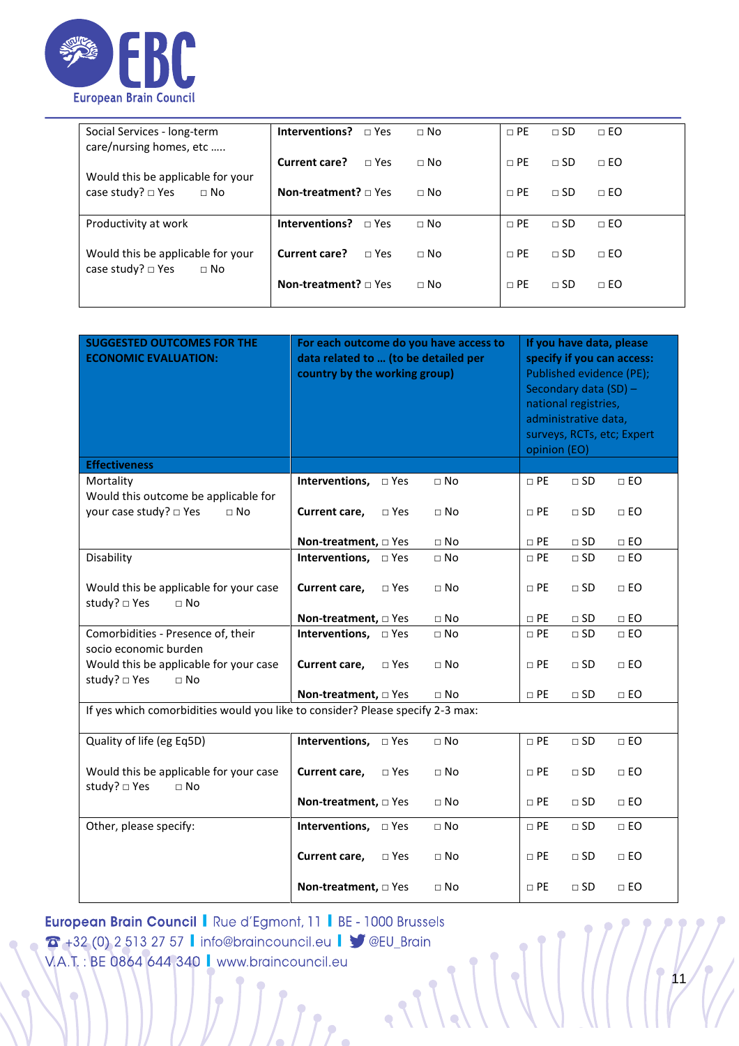| | | |
|---|---|---|
| Social Services - long-term care/nursing homes, etc ….. Would this be applicable for your case study? □ Yes □ No | **Interventions?** □ Yes □ No | □ PE □ SD □ EO |
| | **Current care?** □ Yes □ No | □ PE □ SD □ EO |
| | **Non-treatment?** □ Yes □ No | □ PE □ SD □ EO |
| Productivity at work Would this be applicable for your case study? □ Yes □ No | **Interventions?** □ Yes □ No | □ PE □ SD □ EO |
| | **Current care?** □ Yes □ No | □ PE □ SD □ EO |
| | **Non-treatment?** □ Yes □ No | □ PE □ SD □ EO |

| SUGGESTED OUTCOMES FOR THE ECONOMIC EVALUATION: | For each outcome do you have access to data related to … (to be detailed per country by the working group) | If you have data, please specify if you can access: Published evidence (PE); Secondary data (SD) – national registries, administrative data, surveys, RCTs, etc; Expert opinion (EO) |
|---|---|---|
| **Effectiveness** | | |
| Mortality Would this outcome be applicable for your case study? □ Yes □ No | **Interventions,** □ Yes □ No | □ PE □ SD □ EO |
| | **Current care,** □ Yes □ No | □ PE □ SD □ EO |
| | **Non-treatment,** □ Yes □ No | □ PE □ SD □ EO |
| Disability Would this be applicable for your case study? □ Yes □ No | **Interventions,** □ Yes □ No | □ PE □ SD □ EO |
| | **Current care,** □ Yes □ No | □ PE □ SD □ EO |
| | **Non-treatment,** □ Yes □ No | □ PE □ SD □ EO |
| Comorbidities - Presence of, their socio economic burden Would this be applicable for your case study? □ Yes □ No | **Interventions,** □ Yes □ No | □ PE □ SD □ EO |
| | **Current care,** □ Yes □ No | □ PE □ SD □ EO |
| | **Non-treatment,** □ Yes □ No | □ PE □ SD □ EO |
| If yes which comorbidities would you like to consider? Please specify 2-3 max: | | |
| Quality of life (eg Eq5D) Would this be applicable for your case study? □ Yes □ No | **Interventions,** □ Yes □ No | □ PE □ SD □ EO |
| | **Current care,** □ Yes □ No | □ PE □ SD □ EO |
| | **Non-treatment,** □ Yes □ No | □ PE □ SD □ EO |
| Other, please specify: | **Interventions,** □ Yes □ No | □ PE □ SD □ EO |
| | **Current care,** □ Yes □ No | □ PE □ SD □ EO |
| | **Non-treatment,** □ Yes □ No | □ PE □ SD □ EO |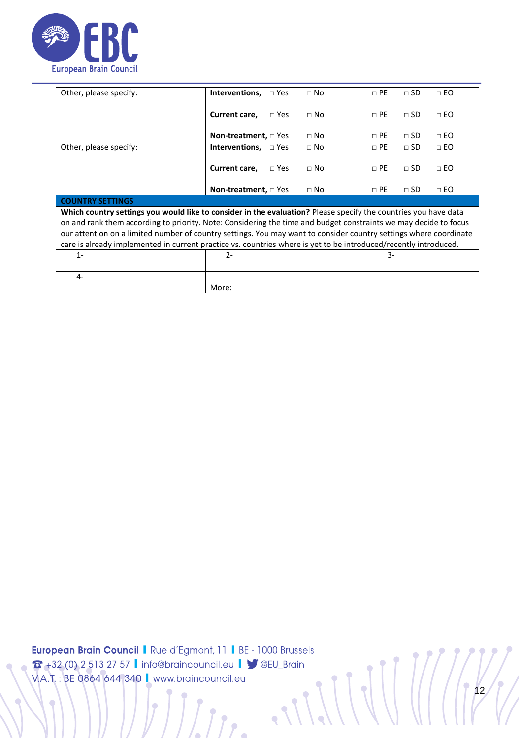| | | |
|---|---|---|
| Other, please specify: | **Interventions,** □ Yes □ No<br><br>**Current care,** □ Yes □ No<br><br>**Non-treatment,** □ Yes □ No | □ PE □ SD □ EO<br><br>□ PE □ SD □ EO<br><br>□ PE □ SD □ EO |
| Other, please specify: | **Interventions,** □ Yes □ No<br><br>**Current care,** □ Yes □ No<br><br>**Non-treatment,** □ Yes □ No | □ PE □ SD □ EO<br><br>□ PE □ SD □ EO<br><br>□ PE □ SD □ EO |
| **COUNTRY SETTINGS** | | |
| **Which country settings you would like to consider in the evaluation?** Please specify the countries you have data on and rank them according to priority. Note: Considering the time and budget constraints we may decide to focus our attention on a limited number of country settings. You may want to consider country settings where coordinate care is already implemented in current practice vs. countries where is yet to be introduced/recently introduced. | | |
| 1- | 2- | 3- |
| 4- | More: | |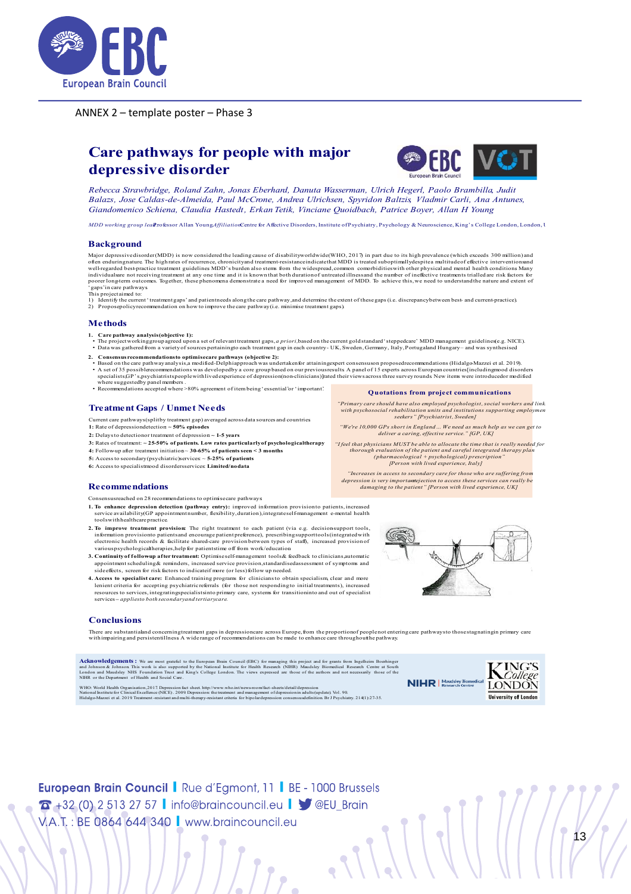ANNEX 2 – template poster – Phase 3

# Care pathways for people with major depressive disorder

*Rebecca Strawbridge, Roland Zahn, Jonas Eberhard, Danuta Wasserman, Ulrich Hegerl, Paolo Brambilla, Judit Balazs, Jose Caldas-de-Almeida, Paul McCrone, Andrea Ulrichsen, Spyridon Baltzis, Vladmir Carli, Ana Antunes, Giandomenico Schiena, Claudia Hastedt, Erkan Tetik, Vinciane Quoidbach, Patrice Boyer, Allan H Young*

*MDD working group lead:* Professor Allan Young. *Affiliation:* Centre for Affective Disorders, Institute of Psychiatry, Psychology & Neuroscience, King's College London, London, U

## Background

Major depressive disorder (MDD) is now considered the leading cause of disability worldwide (WHO, 2017) in part due to its high prevalence (which exceeds 300 million) and often enduring nature. The high rates of recurrence, chronicity and treatment-resistance indicate that MDD is treated suboptimally despite a multitude of effective interventions and well-regarded best-practice treatment guidelines. MDD's burden also stems from the widespread, common comorbidities with other physical and mental health conditions. Many individuals are not receiving treatment at any one time and it is known that both duration of untreated illness and the number of ineffective treatments trialled are risk factors for poorer long-term outcomes. Together, these phenomena demonstrate a need for improved management of MDD. To achieve this, we need to understand the nature and extent of 'gaps' in care pathways.

This project aimed to:

1) Identify the current 'treatment gaps' and patient needs along the care pathway, and determine the extent of these gaps (i.e. discrepancy between best- and current-practice).
2) Propose policy recommendation on how to improve the care pathway (i.e. minimise treatment gaps).

## Methods

1. **Care pathway analysis (objective 1):**
   - The project working group agreed upon a set of relevant treatment gaps, *a priori*, based on the current gold standard 'stepped care' MDD management guidelines (e.g. NICE).
   - Data was gathered from a variety of sources pertaining to each treatment gap in each country - UK, Sweden, Germany, Italy, Portugal and Hungary – and was synthesised
2. **Consensus recommendations to optimise care pathways (objective 2):**
   - Based on the care pathway analysis, a modified-Delphi approach was undertaken for attaining expert consensus on proposed recommendations (Hidalgo-Mazzei et al. 2019).
   - A set of 35 possible recommendations was developed by a core group based on our previous results. A panel of 15 experts across European countries [including mood disorders specialists, GP's, psychiatrists, people with lived experience of depression (non-clinicians)] rated their views across three survey rounds. New items were introduced or modified where suggested by panel members.
   - Recommendations accepted where >80% agreement of item being 'essential' or 'important'.

## Treatment Gaps / Unmet Needs

Current care pathways (split by treatment gap) averaged across data sources and countries

**1:** Rate of depression detection ~ **50% episodes**
**2:** Delays to detection or treatment of depression ~ **1-5 years**
**3:** Rates of treatment: ~ **25-50% of patients. Low rates particularly of psychological therapy**
**4:** Follow-up after treatment initiation ~ **30-65% of patients seen < 3 months**
**5:** Access to secondary (psychiatric) services: ~ **5-25% of patients**
**6:** Access to specialist mood disorders services: **Limited/no data**

### Quotations from project communications

*"Primary care should have also employed psychologist, social workers and link with psychosocial rehabilitation units and institutions supporting employment seekers" [Psychiatrist, Sweden]*

*"We're 10,000 GPs short in England... We need as much help as we can get to deliver a caring, effective service." [GP, UK]*

*"I feel that physicians MUST be able to allocate the time that is really needed for thorough evaluation of the patient and careful integrated therapy plan (pharmacological + psychological) prescription" [Person with lived experience, Italy]*

*"Increases in access to secondary care for those who are suffering from depression is very important... rejection to access these services can really be damaging to the patient" [Person with lived experience, UK]*

## Recommendations

Consensus reached on 28 recommendations to optimise care pathways

1. **To enhance depression detection (pathway entry):** improved information provision to patients, increased service availability (GP appointment number, flexibility, duration), integrate self-management e-mental health tools with healthcare practice.
2. **To improve treatment provision:** The right treatment to each patient (via e.g. decision support tools, information provision to patients and encourage patient preference), prescribing support tools (integrated with electronic health records & facilitate shared-care provision between types of staff), increased provision of various psychological therapies, help for patients time off from work/education
3. **Continuity of followup after treatment:** Optimise self-management tools & feedback to clinicians, automatic appointment scheduling & reminders, increased service provision, standardised assessment of symptoms and side effects, screen for risk factors to indicate if more (or less) follow up needed.
4. **Access to specialist care:** Enhanced training programs for clinicians to obtain specialism, clear and more lenient criteria for accepting psychiatric referrals (for those not responding to initial treatments), increased resources to services, integrating specialists into primary care, systems for transition into and out of specialist services – *applies to both secondary and tertiary care.*

## Conclusions

There are substantial and concerning treatment gaps in depression care across Europe, from the proportion of people not entering care pathways to those stagnating in primary care with impairing and persistent illness. A wide range of recommendations can be made to enhance care throughout the pathway.

**Acknowledgements:** We are most grateful to the European Brain Council (EBC) for managing this project and for grants from Ingelheim Boehringer and Johnson & Johnson. This work is also supported by the National Institute for Health Research (NIHR) Maudsley Biomedical Research Centre at South London and Maudsley NHS Foundation Trust and King's College London. The views expressed are those of the authors and not necessarily those of the NIHR or the Department of Health and Social Care.

WHO: World Health Organisation, 2017. Depression fact sheet. http://www.who.int/news-room/fact-sheets/detail/depression
National Institute for Clinical Excellence (NICE). 2009. Depression: the treatment and management of depression in adults (update). Vol. 90.
Hidalgo-Mazzei et al. 2019 Treatment-resistant and multi-therapy-resistant criteria for bipolar depression: consensus definition. Br J Psychiatry. 214(1):27-35.

European Brain Council | Rue d'Egmont, 11 | BE - 1000 Brussels
+32 (0) 2 513 27 57 | info@braincouncil.eu | @EU_Brain
V.A.T. : BE 0864 644 340 | www.braincouncil.eu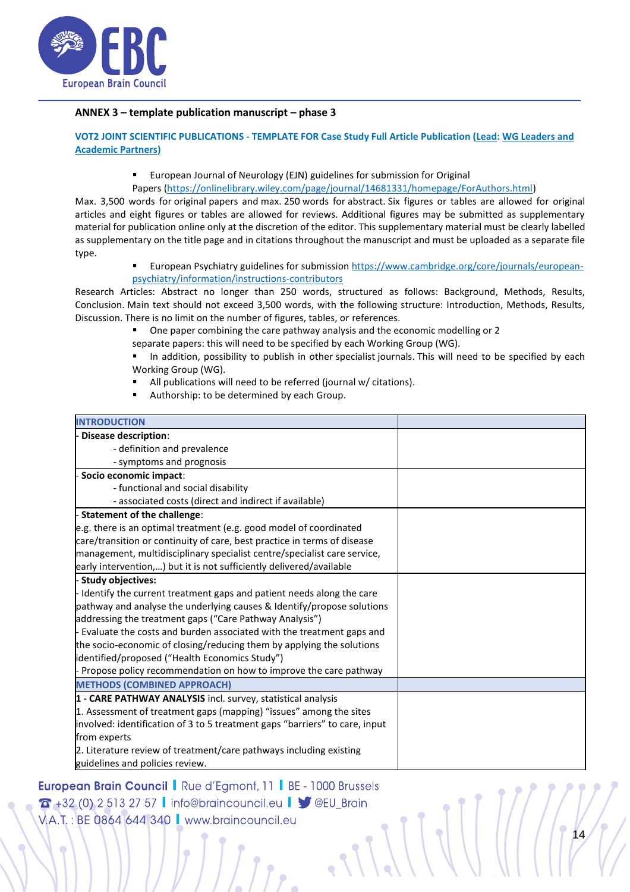**ANNEX 3 – template publication manuscript – phase 3**

**VOT2 JOINT SCIENTIFIC PUBLICATIONS - TEMPLATE FOR Case Study Full Article Publication (Lead: WG Leaders and Academic Partners)**

- European Journal of Neurology (EJN) guidelines for submission for Original Papers (https://onlinelibrary.wiley.com/page/journal/14681331/homepage/ForAuthors.html)

Max. 3,500 words for original papers and max. 250 words for abstract. Six figures or tables are allowed for original articles and eight figures or tables are allowed for reviews. Additional figures may be submitted as supplementary material for publication online only at the discretion of the editor. This supplementary material must be clearly labelled as supplementary on the title page and in citations throughout the manuscript and must be uploaded as a separate file type.

- European Psychiatry guidelines for submission https://www.cambridge.org/core/journals/european-psychiatry/information/instructions-contributors

Research Articles: Abstract no longer than 250 words, structured as follows: Background, Methods, Results, Conclusion. Main text should not exceed 3,500 words, with the following structure: Introduction, Methods, Results, Discussion. There is no limit on the number of figures, tables, or references.

- One paper combining the care pathway analysis and the economic modelling or 2 separate papers: this will need to be specified by each Working Group (WG).
- In addition, possibility to publish in other specialist journals. This will need to be specified by each Working Group (WG).
- All publications will need to be referred (journal w/ citations).
- Authorship: to be determined by each Group.

| **INTRODUCTION** | |
|---|---|
| - **Disease description**:<br>- definition and prevalence<br>- symptoms and prognosis | |
| - **Socio economic impact**:<br>- functional and social disability<br>- associated costs (direct and indirect if available) | |
| - **Statement of the challenge**:<br>e.g. there is an optimal treatment (e.g. good model of coordinated care/transition or continuity of care, best practice in terms of disease management, multidisciplinary specialist centre/specialist care service, early intervention,…) but it is not sufficiently delivered/available | |
| - **Study objectives:**<br>- Identify the current treatment gaps and patient needs along the care pathway and analyse the underlying causes & Identify/propose solutions addressing the treatment gaps ("Care Pathway Analysis")<br>- Evaluate the costs and burden associated with the treatment gaps and the socio-economic of closing/reducing them by applying the solutions identified/proposed ("Health Economics Study")<br>- Propose policy recommendation on how to improve the care pathway | |
| **METHODS (COMBINED APPROACH)** | |
| **1 - CARE PATHWAY ANALYSIS** incl. survey, statistical analysis<br>1. Assessment of treatment gaps (mapping) "issues" among the sites involved: identification of 3 to 5 treatment gaps "barriers" to care, input from experts<br>2. Literature review of treatment/care pathways including existing guidelines and policies review. | |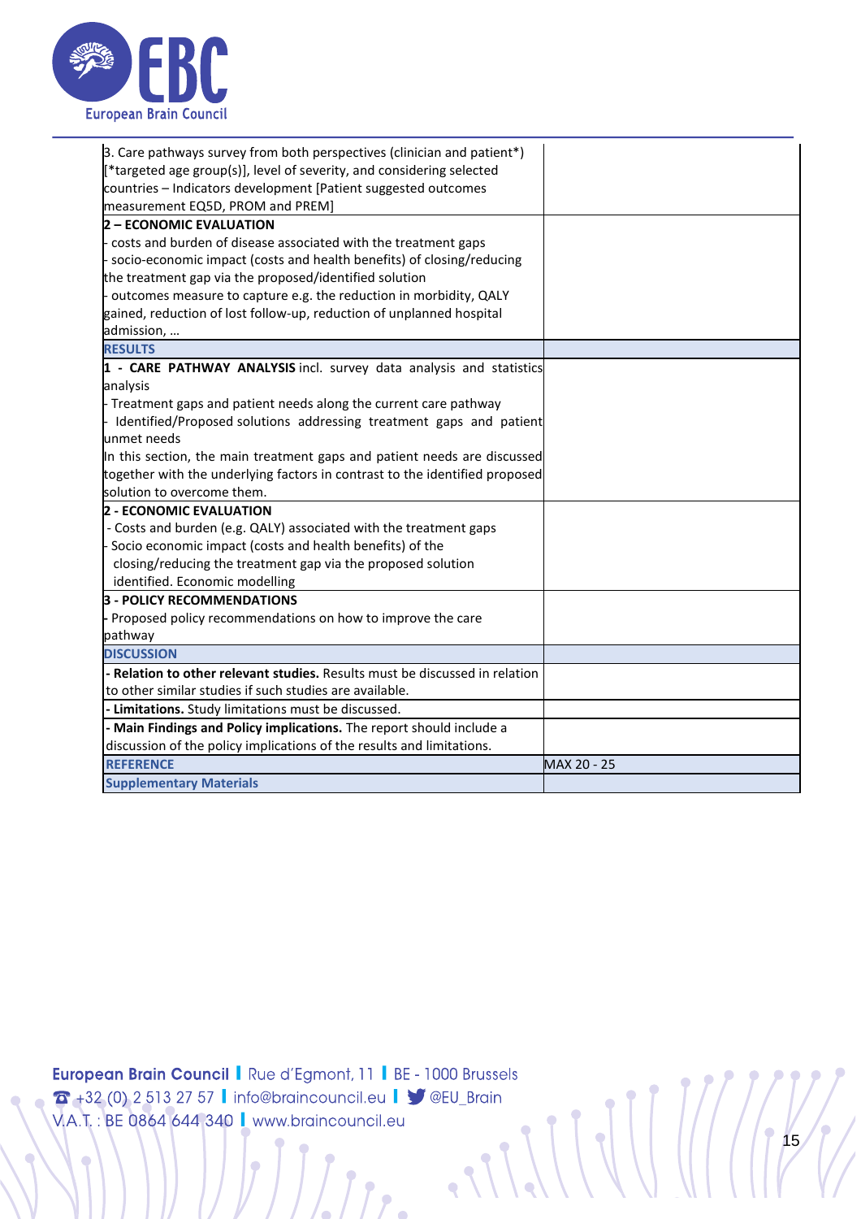| | |
|---|---|
| 3. Care pathways survey from both perspectives (clinician and patient*) [*targeted age group(s)], level of severity, and considering selected countries – Indicators development [Patient suggested outcomes measurement EQ5D, PROM and PREM] | |
| **2 – ECONOMIC EVALUATION**<br>- costs and burden of disease associated with the treatment gaps<br>- socio-economic impact (costs and health benefits) of closing/reducing the treatment gap via the proposed/identified solution<br>- outcomes measure to capture e.g. the reduction in morbidity, QALY gained, reduction of lost follow-up, reduction of unplanned hospital admission, … | |
| **RESULTS** | |
| **1 - CARE PATHWAY ANALYSIS** incl. survey data analysis and statistics analysis<br>- Treatment gaps and patient needs along the current care pathway<br>- Identified/Proposed solutions addressing treatment gaps and patient unmet needs<br>In this section, the main treatment gaps and patient needs are discussed together with the underlying factors in contrast to the identified proposed solution to overcome them. | |
| **2 - ECONOMIC EVALUATION**<br>- Costs and burden (e.g. QALY) associated with the treatment gaps<br>- Socio economic impact (costs and health benefits) of the closing/reducing the treatment gap via the proposed solution identified. Economic modelling | |
| **3 - POLICY RECOMMENDATIONS**<br>- Proposed policy recommendations on how to improve the care pathway | |
| **DISCUSSION** | |
| - **Relation to other relevant studies.** Results must be discussed in relation to other similar studies if such studies are available. | |
| - **Limitations.** Study limitations must be discussed. | |
| - **Main Findings and Policy implications.** The report should include a discussion of the policy implications of the results and limitations. | |
| **REFERENCE** | MAX 20 - 25 |
| **Supplementary Materials** | |